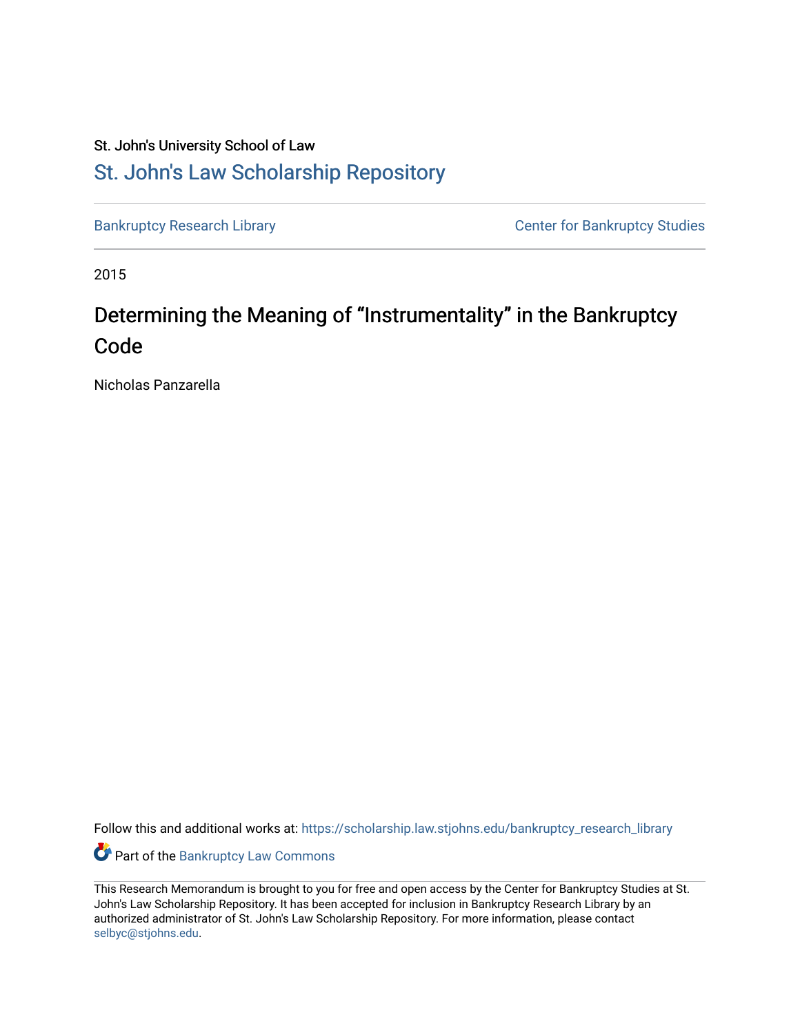St. John's University School of Law

St. John's Law Scholarship Repository

Bankruptcy Research Library

Center for Bankruptcy Studies

2015

# Determining the Meaning of “Instrumentality” in the Bankruptcy Code

Nicholas Panzarella

Follow this and additional works at: https://scholarship.law.stjohns.edu/bankruptcy_research_library

Part of the Bankruptcy Law Commons

This Research Memorandum is brought to you for free and open access by the Center for Bankruptcy Studies at St. John's Law Scholarship Repository. It has been accepted for inclusion in Bankruptcy Research Library by an authorized administrator of St. John's Law Scholarship Repository. For more information, please contact selbyc@stjohns.edu.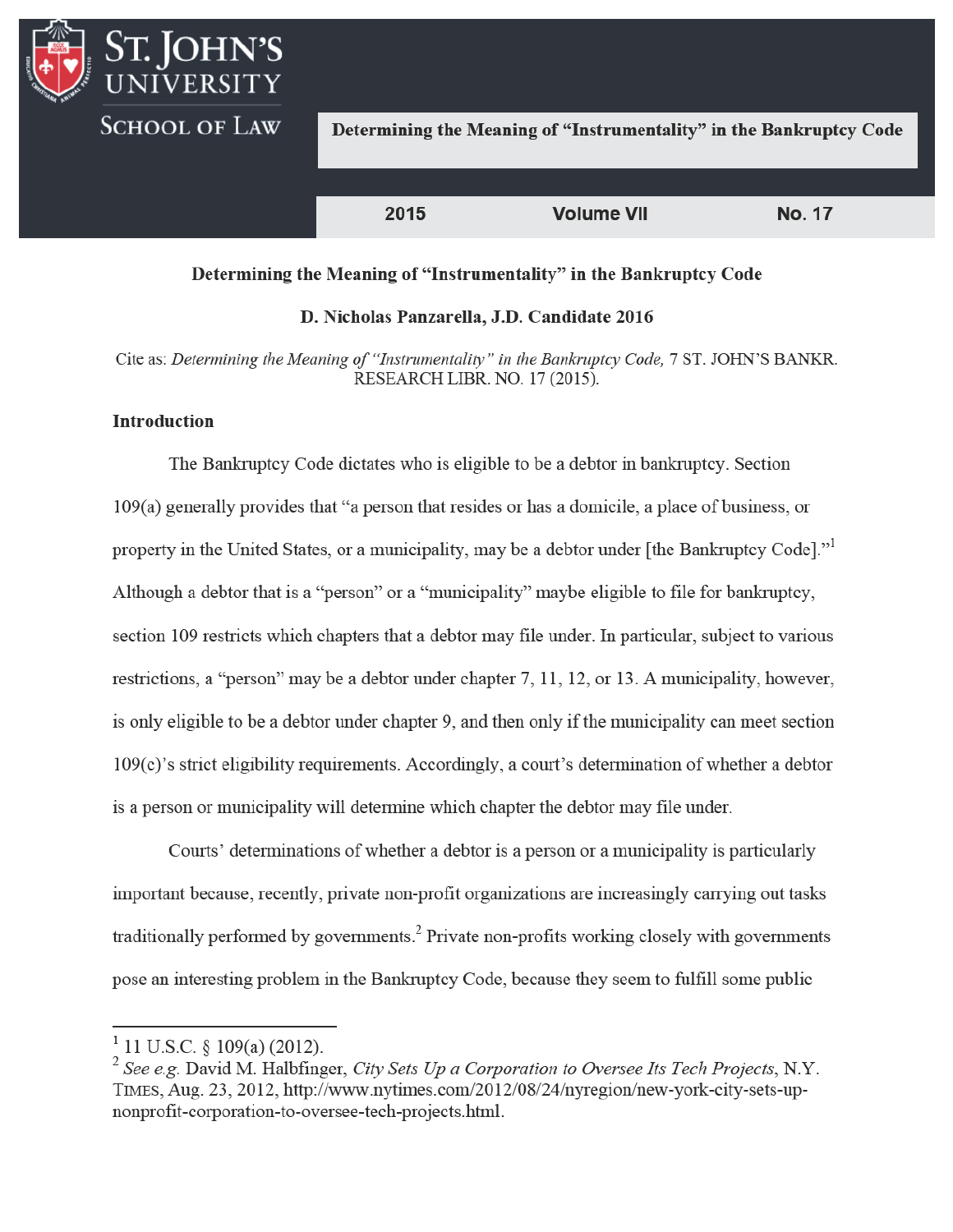Determining the Meaning of "Instrumentality" in the Bankruptcy Code

| 2015 | Volume VII | No. 17 |
|---|---|---|

## Determining the Meaning of "Instrumentality" in the Bankruptcy Code

**D. Nicholas Panzarella, J.D. Candidate 2016**

Cite as: *Determining the Meaning of "Instrumentality" in the Bankruptcy Code,* 7 ST. JOHN'S BANKR. RESEARCH LIBR. NO. 17 (2015).

### Introduction

The Bankruptcy Code dictates who is eligible to be a debtor in bankruptcy. Section 109(a) generally provides that "a person that resides or has a domicile, a place of business, or property in the United States, or a municipality, may be a debtor under [the Bankruptcy Code]."[1] Although a debtor that is a "person" or a "municipality" maybe eligible to file for bankruptcy, section 109 restricts which chapters that a debtor may file under. In particular, subject to various restrictions, a "person" may be a debtor under chapter 7, 11, 12, or 13. A municipality, however, is only eligible to be a debtor under chapter 9, and then only if the municipality can meet section 109(c)'s strict eligibility requirements. Accordingly, a court's determination of whether a debtor is a person or municipality will determine which chapter the debtor may file under.

Courts' determinations of whether a debtor is a person or a municipality is particularly important because, recently, private non-profit organizations are increasingly carrying out tasks traditionally performed by governments.[2] Private non-profits working closely with governments pose an interesting problem in the Bankruptcy Code, because they seem to fulfill some public

---

[1] 11 U.S.C. § 109(a) (2012).

[2] *See e.g.* David M. Halbfinger, *City Sets Up a Corporation to Oversee Its Tech Projects*, N.Y. TIMES, Aug. 23, 2012, http://www.nytimes.com/2012/08/24/nyregion/new-york-city-sets-up-nonprofit-corporation-to-oversee-tech-projects.html.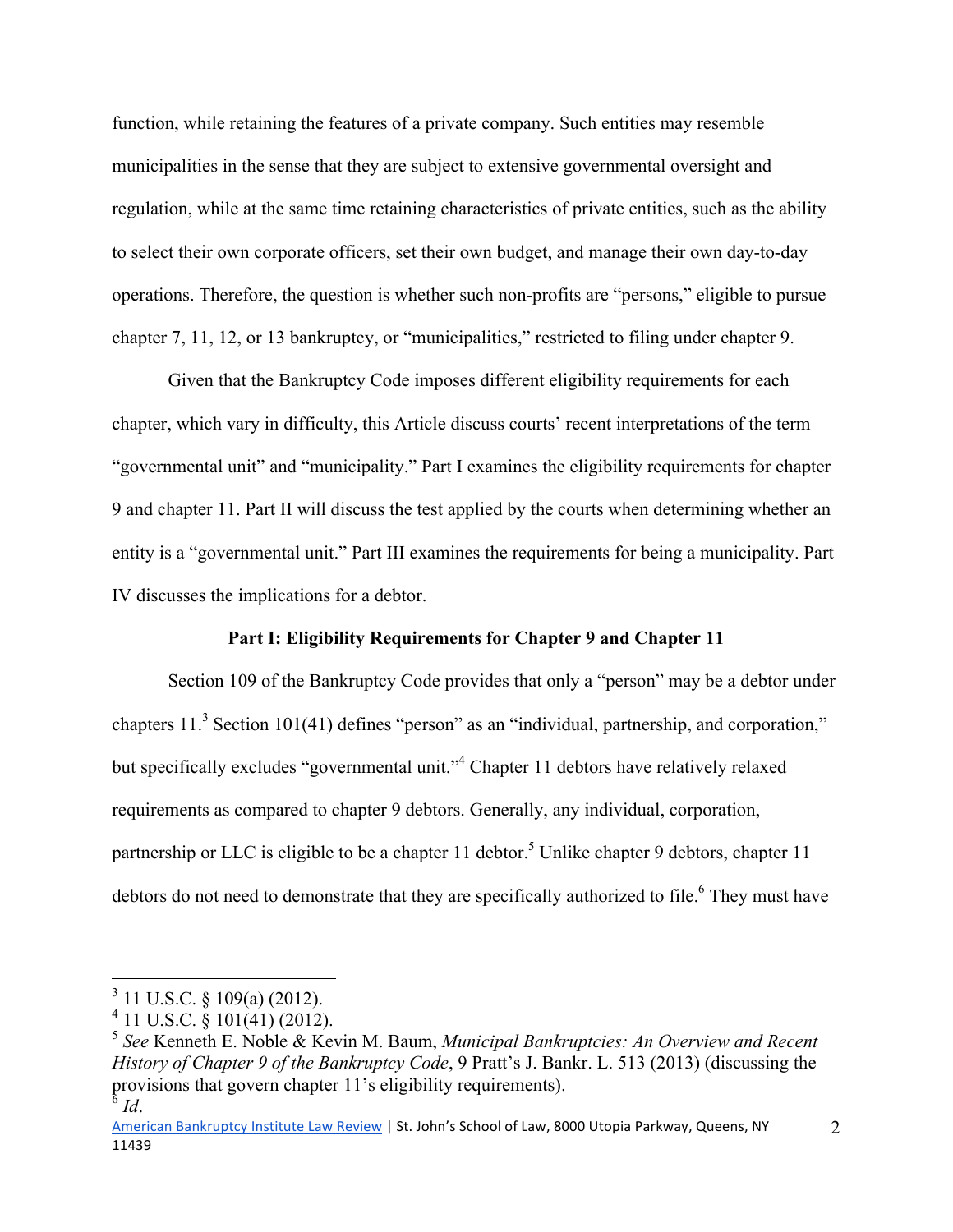function, while retaining the features of a private company. Such entities may resemble municipalities in the sense that they are subject to extensive governmental oversight and regulation, while at the same time retaining characteristics of private entities, such as the ability to select their own corporate officers, set their own budget, and manage their own day-to-day operations. Therefore, the question is whether such non-profits are "persons," eligible to pursue chapter 7, 11, 12, or 13 bankruptcy, or "municipalities," restricted to filing under chapter 9.

Given that the Bankruptcy Code imposes different eligibility requirements for each chapter, which vary in difficulty, this Article discuss courts' recent interpretations of the term "governmental unit" and "municipality." Part I examines the eligibility requirements for chapter 9 and chapter 11. Part II will discuss the test applied by the courts when determining whether an entity is a "governmental unit." Part III examines the requirements for being a municipality. Part IV discusses the implications for a debtor.

## Part I: Eligibility Requirements for Chapter 9 and Chapter 11

Section 109 of the Bankruptcy Code provides that only a "person" may be a debtor under chapters 11.[3] Section 101(41) defines "person" as an "individual, partnership, and corporation," but specifically excludes "governmental unit."[4] Chapter 11 debtors have relatively relaxed requirements as compared to chapter 9 debtors. Generally, any individual, corporation, partnership or LLC is eligible to be a chapter 11 debtor.[5] Unlike chapter 9 debtors, chapter 11 debtors do not need to demonstrate that they are specifically authorized to file.[6] They must have

---

[3] 11 U.S.C. § 109(a) (2012).

[4] 11 U.S.C. § 101(41) (2012).

[5] *See* Kenneth E. Noble & Kevin M. Baum, *Municipal Bankruptcies: An Overview and Recent History of Chapter 9 of the Bankruptcy Code*, 9 Pratt's J. Bankr. L. 513 (2013) (discussing the provisions that govern chapter 11's eligibility requirements).

[6] *Id*.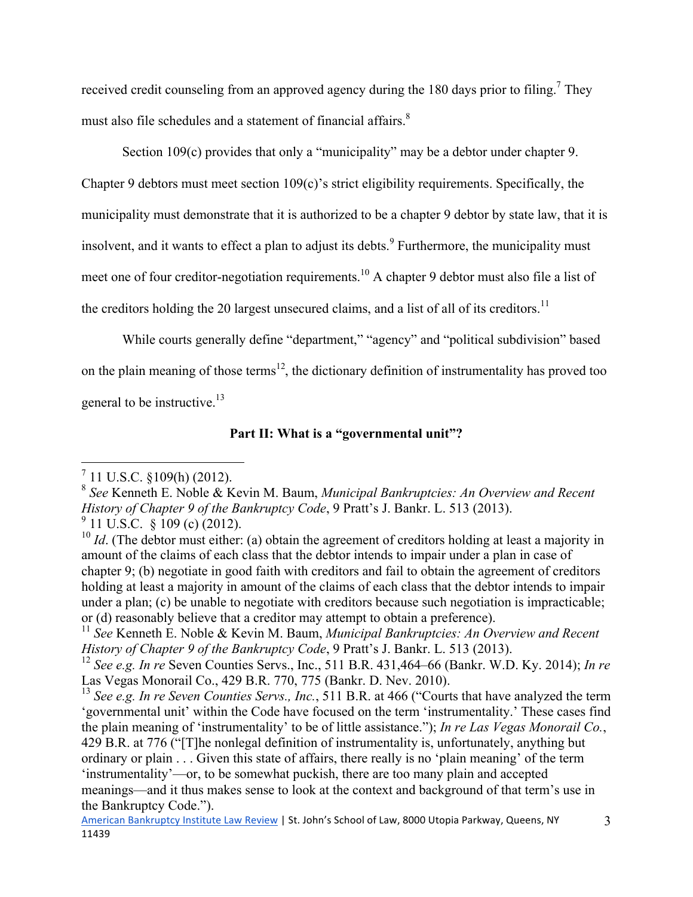received credit counseling from an approved agency during the 180 days prior to filing.[7] They must also file schedules and a statement of financial affairs.[8]

Section 109(c) provides that only a "municipality" may be a debtor under chapter 9. Chapter 9 debtors must meet section 109(c)'s strict eligibility requirements. Specifically, the municipality must demonstrate that it is authorized to be a chapter 9 debtor by state law, that it is insolvent, and it wants to effect a plan to adjust its debts.[9] Furthermore, the municipality must meet one of four creditor-negotiation requirements.[10] A chapter 9 debtor must also file a list of the creditors holding the 20 largest unsecured claims, and a list of all of its creditors.[11]

While courts generally define "department," "agency" and "political subdivision" based on the plain meaning of those terms[12], the dictionary definition of instrumentality has proved too general to be instructive.[13]

## Part II: What is a "governmental unit"?

---

[7] 11 U.S.C. §109(h) (2012).

[8] *See* Kenneth E. Noble & Kevin M. Baum, *Municipal Bankruptcies: An Overview and Recent History of Chapter 9 of the Bankruptcy Code*, 9 Pratt's J. Bankr. L. 513 (2013).

[9] 11 U.S.C. § 109 (c) (2012).

[10] *Id*. (The debtor must either: (a) obtain the agreement of creditors holding at least a majority in amount of the claims of each class that the debtor intends to impair under a plan in case of chapter 9; (b) negotiate in good faith with creditors and fail to obtain the agreement of creditors holding at least a majority in amount of the claims of each class that the debtor intends to impair under a plan; (c) be unable to negotiate with creditors because such negotiation is impracticable; or (d) reasonably believe that a creditor may attempt to obtain a preference).

[11] *See* Kenneth E. Noble & Kevin M. Baum, *Municipal Bankruptcies: An Overview and Recent History of Chapter 9 of the Bankruptcy Code*, 9 Pratt's J. Bankr. L. 513 (2013).

[12] *See e.g. In re* Seven Counties Servs., Inc., 511 B.R. 431,464–66 (Bankr. W.D. Ky. 2014); *In re* Las Vegas Monorail Co., 429 B.R. 770, 775 (Bankr. D. Nev. 2010).

[13] *See e.g. In re Seven Counties Servs., Inc.*, 511 B.R. at 466 ("Courts that have analyzed the term 'governmental unit' within the Code have focused on the term 'instrumentality.' These cases find the plain meaning of 'instrumentality' to be of little assistance."); *In re Las Vegas Monorail Co.*, 429 B.R. at 776 ("[T]he nonlegal definition of instrumentality is, unfortunately, anything but ordinary or plain . . . Given this state of affairs, there really is no 'plain meaning' of the term 'instrumentality'—or, to be somewhat puckish, there are too many plain and accepted meanings—and it thus makes sense to look at the context and background of that term's use in the Bankruptcy Code.").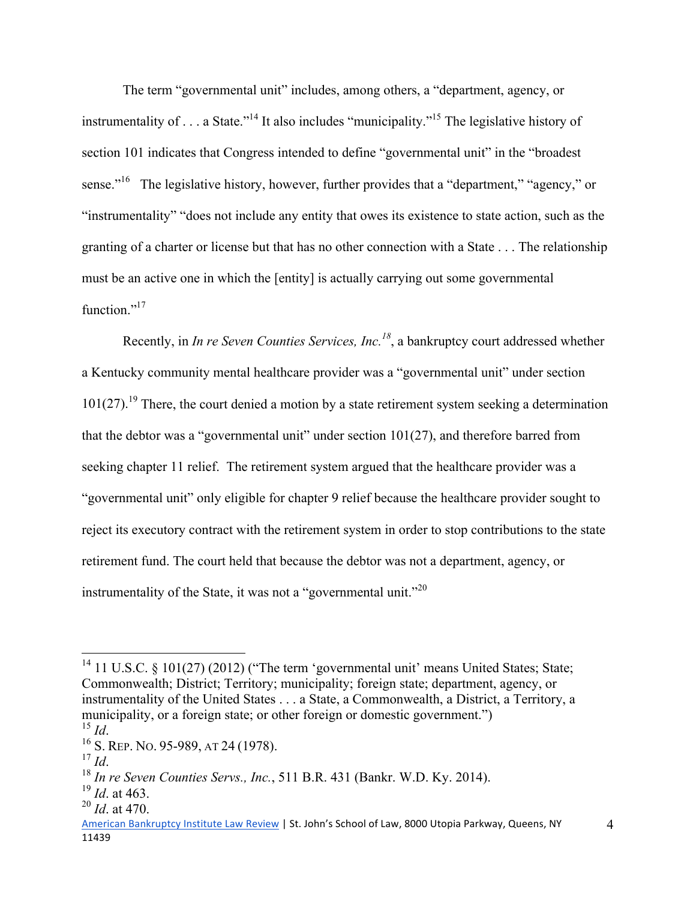The term "governmental unit" includes, among others, a "department, agency, or instrumentality of . . . a State."[14] It also includes "municipality."[15] The legislative history of section 101 indicates that Congress intended to define "governmental unit" in the "broadest sense."[16] The legislative history, however, further provides that a "department," "agency," or "instrumentality" "does not include any entity that owes its existence to state action, such as the granting of a charter or license but that has no other connection with a State . . . The relationship must be an active one in which the [entity] is actually carrying out some governmental function."[17]

Recently, in *In re Seven Counties Services, Inc.*[18], a bankruptcy court addressed whether a Kentucky community mental healthcare provider was a "governmental unit" under section 101(27).[19] There, the court denied a motion by a state retirement system seeking a determination that the debtor was a "governmental unit" under section 101(27), and therefore barred from seeking chapter 11 relief. The retirement system argued that the healthcare provider was a "governmental unit" only eligible for chapter 9 relief because the healthcare provider sought to reject its executory contract with the retirement system in order to stop contributions to the state retirement fund. The court held that because the debtor was not a department, agency, or instrumentality of the State, it was not a "governmental unit."[20]

---

[14] 11 U.S.C. § 101(27) (2012) ("The term 'governmental unit' means United States; State; Commonwealth; District; Territory; municipality; foreign state; department, agency, or instrumentality of the United States . . . a State, a Commonwealth, a District, a Territory, a municipality, or a foreign state; or other foreign or domestic government.")

[15] *Id*.

[16] S. REP. NO. 95-989, AT 24 (1978).

[17] *Id*.

[18] *In re Seven Counties Servs., Inc.*, 511 B.R. 431 (Bankr. W.D. Ky. 2014).

[19] *Id*. at 463.

[20] *Id*. at 470.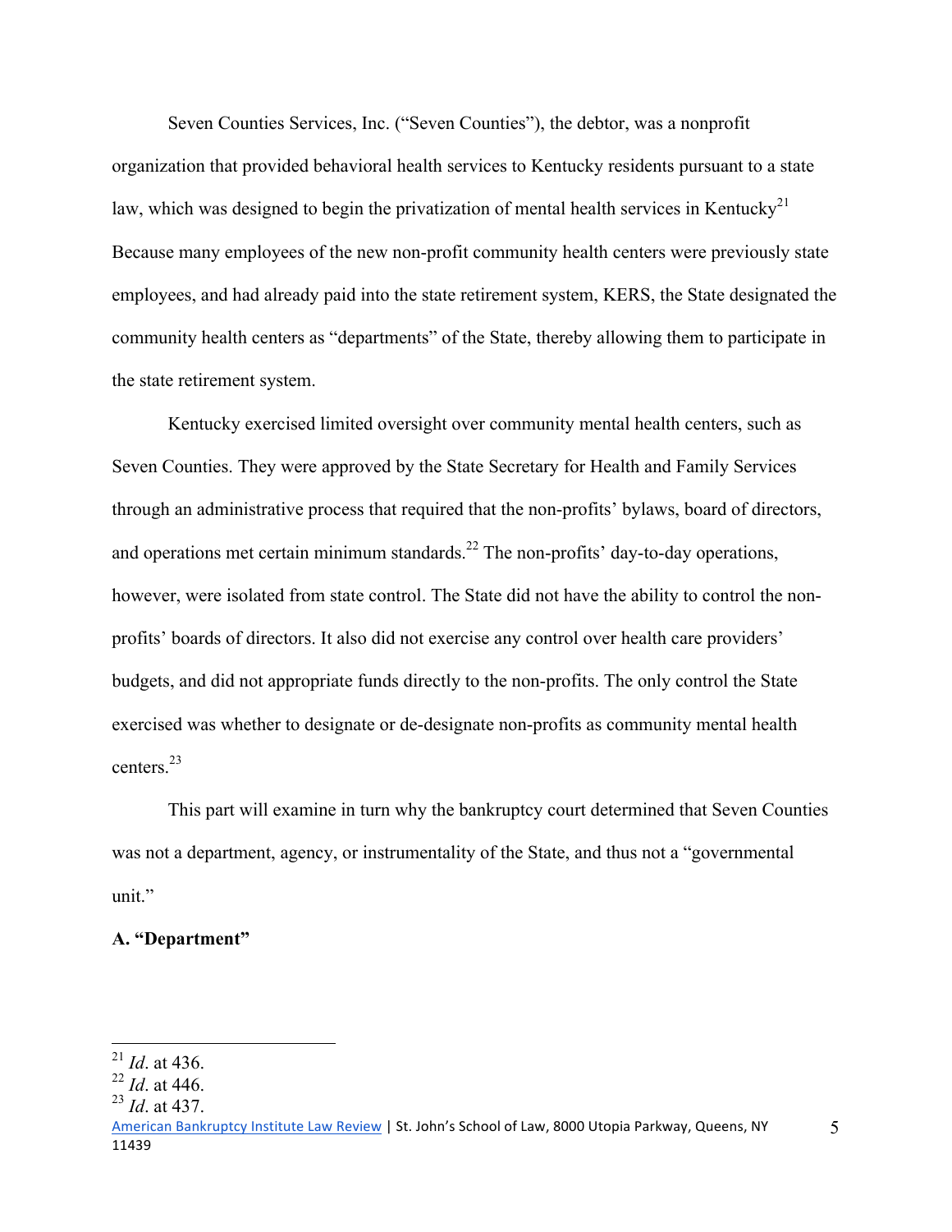Seven Counties Services, Inc. ("Seven Counties"), the debtor, was a nonprofit organization that provided behavioral health services to Kentucky residents pursuant to a state law, which was designed to begin the privatization of mental health services in Kentucky[21] Because many employees of the new non-profit community health centers were previously state employees, and had already paid into the state retirement system, KERS, the State designated the community health centers as "departments" of the State, thereby allowing them to participate in the state retirement system.

Kentucky exercised limited oversight over community mental health centers, such as Seven Counties. They were approved by the State Secretary for Health and Family Services through an administrative process that required that the non-profits' bylaws, board of directors, and operations met certain minimum standards.[22] The non-profits' day-to-day operations, however, were isolated from state control. The State did not have the ability to control the non-profits' boards of directors. It also did not exercise any control over health care providers' budgets, and did not appropriate funds directly to the non-profits. The only control the State exercised was whether to designate or de-designate non-profits as community mental health centers.[23]

This part will examine in turn why the bankruptcy court determined that Seven Counties was not a department, agency, or instrumentality of the State, and thus not a "governmental unit."

**A. "Department"**

---

[21] *Id*. at 436.
[22] *Id*. at 446.
[23] *Id*. at 437.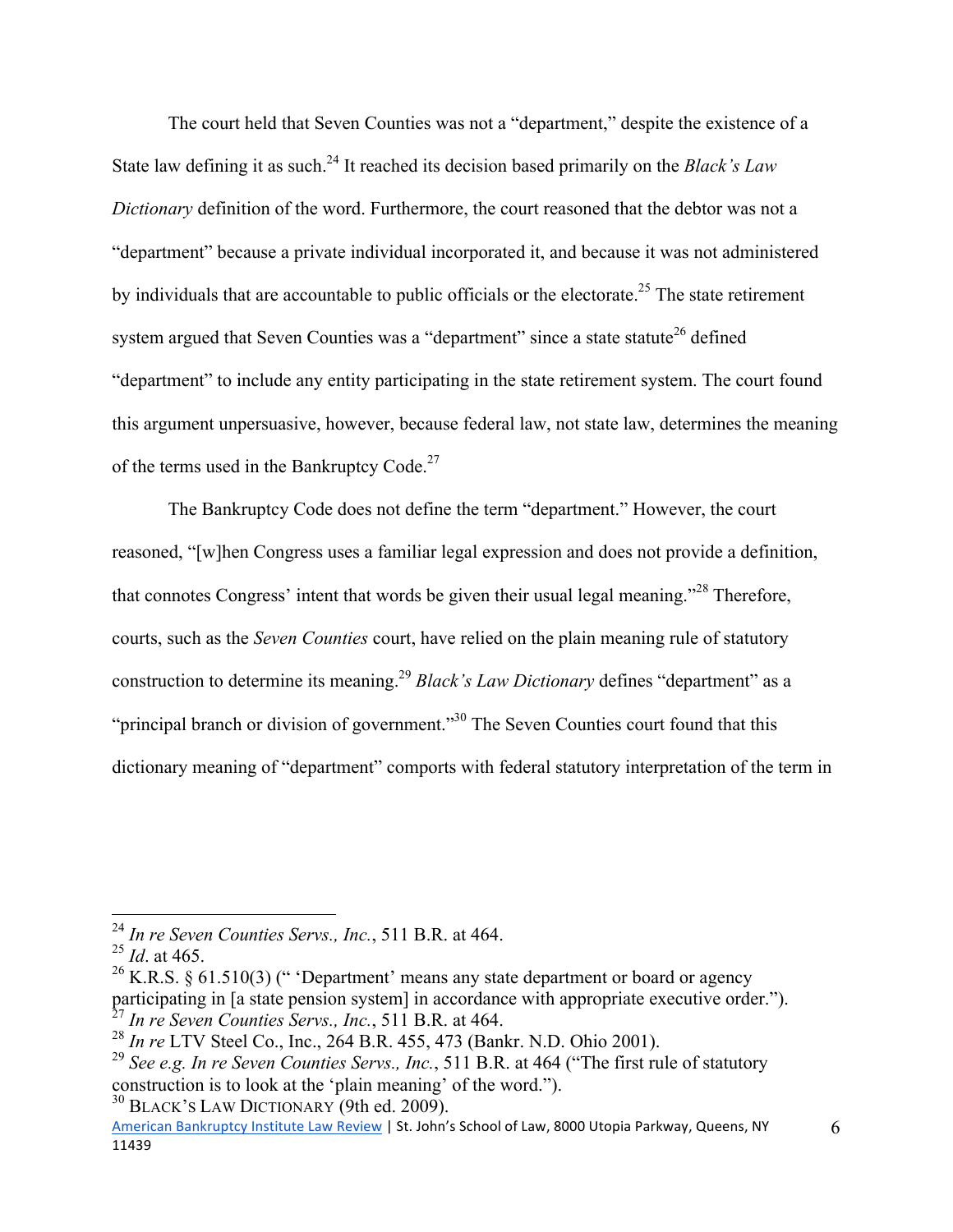The court held that Seven Counties was not a "department," despite the existence of a State law defining it as such.[24] It reached its decision based primarily on the *Black's Law Dictionary* definition of the word. Furthermore, the court reasoned that the debtor was not a "department" because a private individual incorporated it, and because it was not administered by individuals that are accountable to public officials or the electorate.[25] The state retirement system argued that Seven Counties was a "department" since a state statute[26] defined "department" to include any entity participating in the state retirement system. The court found this argument unpersuasive, however, because federal law, not state law, determines the meaning of the terms used in the Bankruptcy Code.[27]

The Bankruptcy Code does not define the term "department." However, the court reasoned, "[w]hen Congress uses a familiar legal expression and does not provide a definition, that connotes Congress' intent that words be given their usual legal meaning."[28] Therefore, courts, such as the *Seven Counties* court, have relied on the plain meaning rule of statutory construction to determine its meaning.[29] *Black's Law Dictionary* defines "department" as a "principal branch or division of government."[30] The Seven Counties court found that this dictionary meaning of "department" comports with federal statutory interpretation of the term in

---

[24] *In re Seven Counties Servs., Inc.*, 511 B.R. at 464.

[25] *Id*. at 465.

[26] K.R.S. § 61.510(3) (" 'Department' means any state department or board or agency participating in [a state pension system] in accordance with appropriate executive order.").

[27] *In re Seven Counties Servs., Inc.*, 511 B.R. at 464.

[28] *In re* LTV Steel Co., Inc., 264 B.R. 455, 473 (Bankr. N.D. Ohio 2001).

[29] *See e.g. In re Seven Counties Servs., Inc.*, 511 B.R. at 464 ("The first rule of statutory construction is to look at the 'plain meaning' of the word.").

[30] BLACK'S LAW DICTIONARY (9th ed. 2009).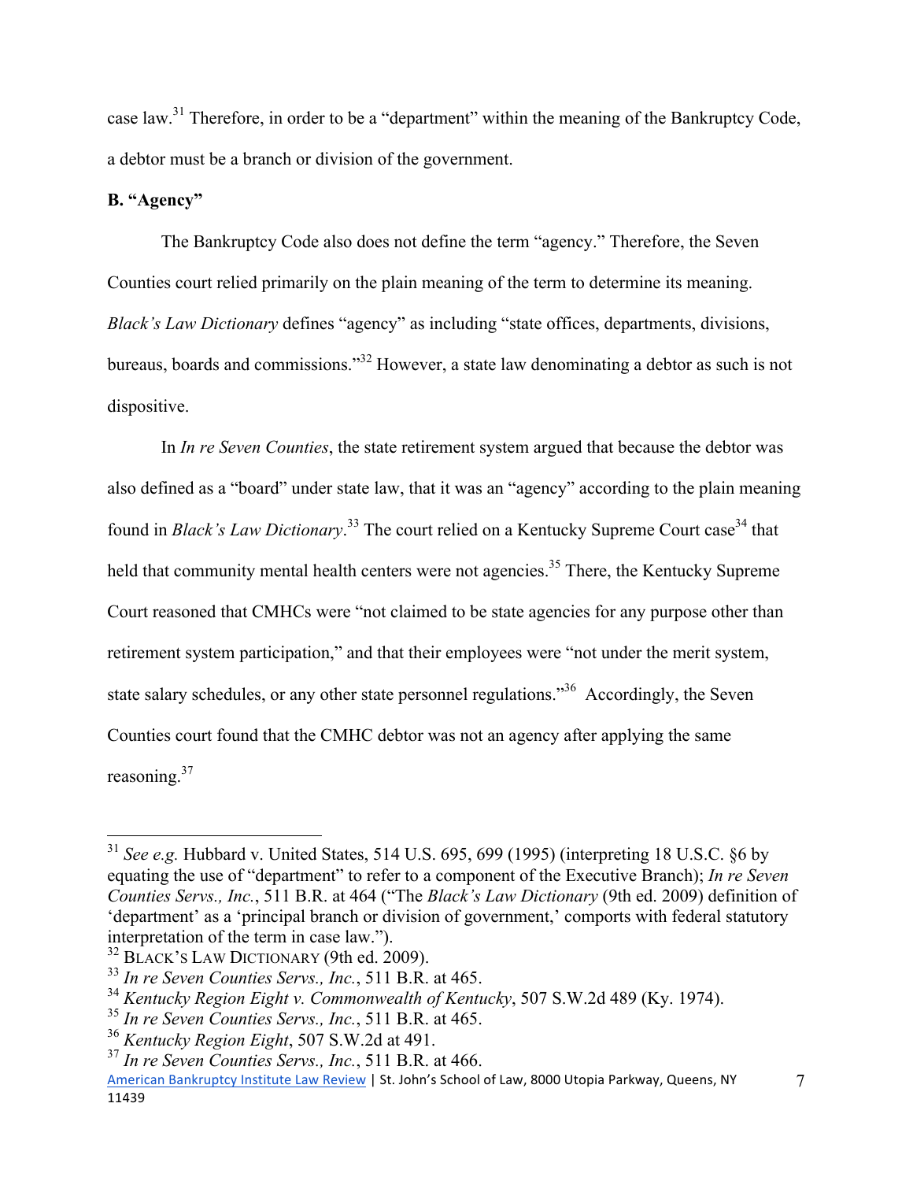case law.[31] Therefore, in order to be a "department" within the meaning of the Bankruptcy Code, a debtor must be a branch or division of the government.

**B. "Agency"**

The Bankruptcy Code also does not define the term "agency." Therefore, the Seven Counties court relied primarily on the plain meaning of the term to determine its meaning. *Black's Law Dictionary* defines "agency" as including "state offices, departments, divisions, bureaus, boards and commissions."[32] However, a state law denominating a debtor as such is not dispositive.

In *In re Seven Counties*, the state retirement system argued that because the debtor was also defined as a "board" under state law, that it was an "agency" according to the plain meaning found in *Black's Law Dictionary*.[33] The court relied on a Kentucky Supreme Court case[34] that held that community mental health centers were not agencies.[35] There, the Kentucky Supreme Court reasoned that CMHCs were "not claimed to be state agencies for any purpose other than retirement system participation," and that their employees were "not under the merit system, state salary schedules, or any other state personnel regulations."[36] Accordingly, the Seven Counties court found that the CMHC debtor was not an agency after applying the same reasoning.[37]

---

[31] *See e.g.* Hubbard v. United States, 514 U.S. 695, 699 (1995) (interpreting 18 U.S.C. §6 by equating the use of "department" to refer to a component of the Executive Branch); *In re Seven Counties Servs., Inc.*, 511 B.R. at 464 ("The *Black's Law Dictionary* (9th ed. 2009) definition of 'department' as a 'principal branch or division of government,' comports with federal statutory interpretation of the term in case law.").

[32] BLACK'S LAW DICTIONARY (9th ed. 2009).

[33] *In re Seven Counties Servs., Inc.*, 511 B.R. at 465.

[34] *Kentucky Region Eight v. Commonwealth of Kentucky*, 507 S.W.2d 489 (Ky. 1974).

[35] *In re Seven Counties Servs., Inc.*, 511 B.R. at 465.

[36] *Kentucky Region Eight*, 507 S.W.2d at 491.

[37] *In re Seven Counties Servs., Inc.*, 511 B.R. at 466.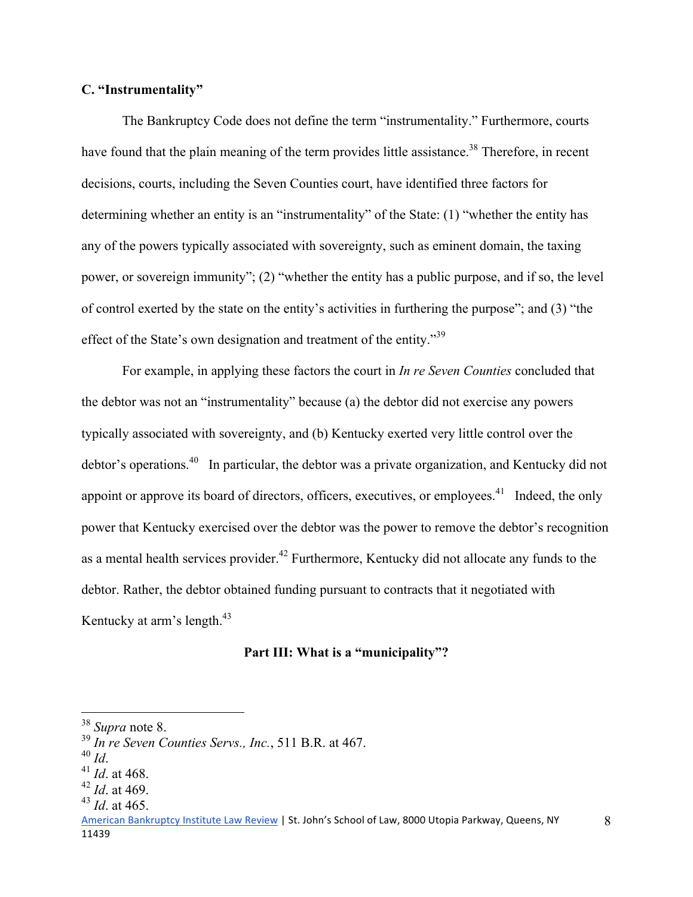### C. "Instrumentality"

The Bankruptcy Code does not define the term "instrumentality." Furthermore, courts have found that the plain meaning of the term provides little assistance.[38] Therefore, in recent decisions, courts, including the Seven Counties court, have identified three factors for determining whether an entity is an "instrumentality" of the State: (1) "whether the entity has any of the powers typically associated with sovereignty, such as eminent domain, the taxing power, or sovereign immunity"; (2) "whether the entity has a public purpose, and if so, the level of control exerted by the state on the entity's activities in furthering the purpose"; and (3) "the effect of the State's own designation and treatment of the entity."[39]

For example, in applying these factors the court in *In re Seven Counties* concluded that the debtor was not an "instrumentality" because (a) the debtor did not exercise any powers typically associated with sovereignty, and (b) Kentucky exerted very little control over the debtor's operations.[40] In particular, the debtor was a private organization, and Kentucky did not appoint or approve its board of directors, officers, executives, or employees.[41] Indeed, the only power that Kentucky exercised over the debtor was the power to remove the debtor's recognition as a mental health services provider.[42] Furthermore, Kentucky did not allocate any funds to the debtor. Rather, the debtor obtained funding pursuant to contracts that it negotiated with Kentucky at arm's length.[43]

## Part III: What is a "municipality"?

---

[38] *Supra* note 8.

[39] *In re Seven Counties Servs., Inc.*, 511 B.R. at 467.

[40] *Id*.

[41] *Id*. at 468.

[42] *Id*. at 469.

[43] *Id*. at 465.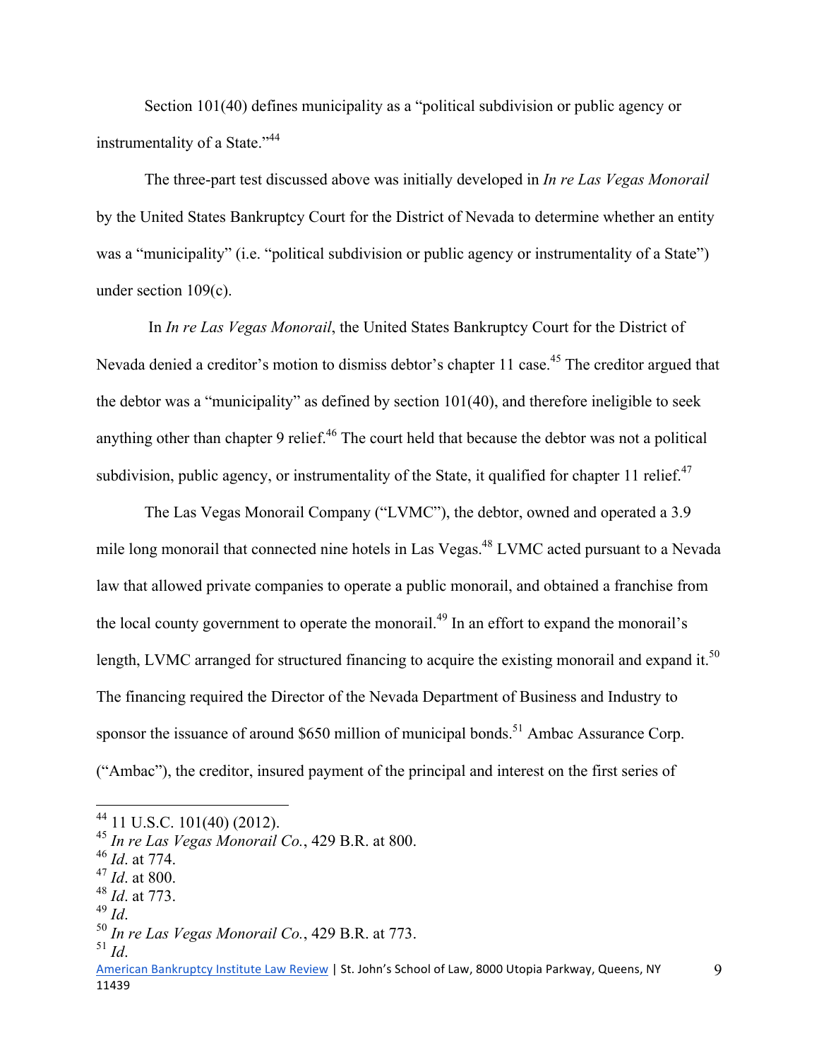Section 101(40) defines municipality as a "political subdivision or public agency or instrumentality of a State."[44]

The three-part test discussed above was initially developed in *In re Las Vegas Monorail* by the United States Bankruptcy Court for the District of Nevada to determine whether an entity was a "municipality" (i.e. "political subdivision or public agency or instrumentality of a State") under section 109(c).

In *In re Las Vegas Monorail*, the United States Bankruptcy Court for the District of Nevada denied a creditor's motion to dismiss debtor's chapter 11 case.[45] The creditor argued that the debtor was a "municipality" as defined by section 101(40), and therefore ineligible to seek anything other than chapter 9 relief.[46] The court held that because the debtor was not a political subdivision, public agency, or instrumentality of the State, it qualified for chapter 11 relief.[47]

The Las Vegas Monorail Company ("LVMC"), the debtor, owned and operated a 3.9 mile long monorail that connected nine hotels in Las Vegas.[48] LVMC acted pursuant to a Nevada law that allowed private companies to operate a public monorail, and obtained a franchise from the local county government to operate the monorail.[49] In an effort to expand the monorail's length, LVMC arranged for structured financing to acquire the existing monorail and expand it.[50] The financing required the Director of the Nevada Department of Business and Industry to sponsor the issuance of around $650 million of municipal bonds.[51] Ambac Assurance Corp. ("Ambac"), the creditor, insured payment of the principal and interest on the first series of

---

[44] 11 U.S.C. 101(40) (2012).
[45] *In re Las Vegas Monorail Co.*, 429 B.R. at 800.
[46] *Id*. at 774.
[47] *Id*. at 800.
[48] *Id*. at 773.
[49] *Id*.
[50] *In re Las Vegas Monorail Co.*, 429 B.R. at 773.
[51] *Id*.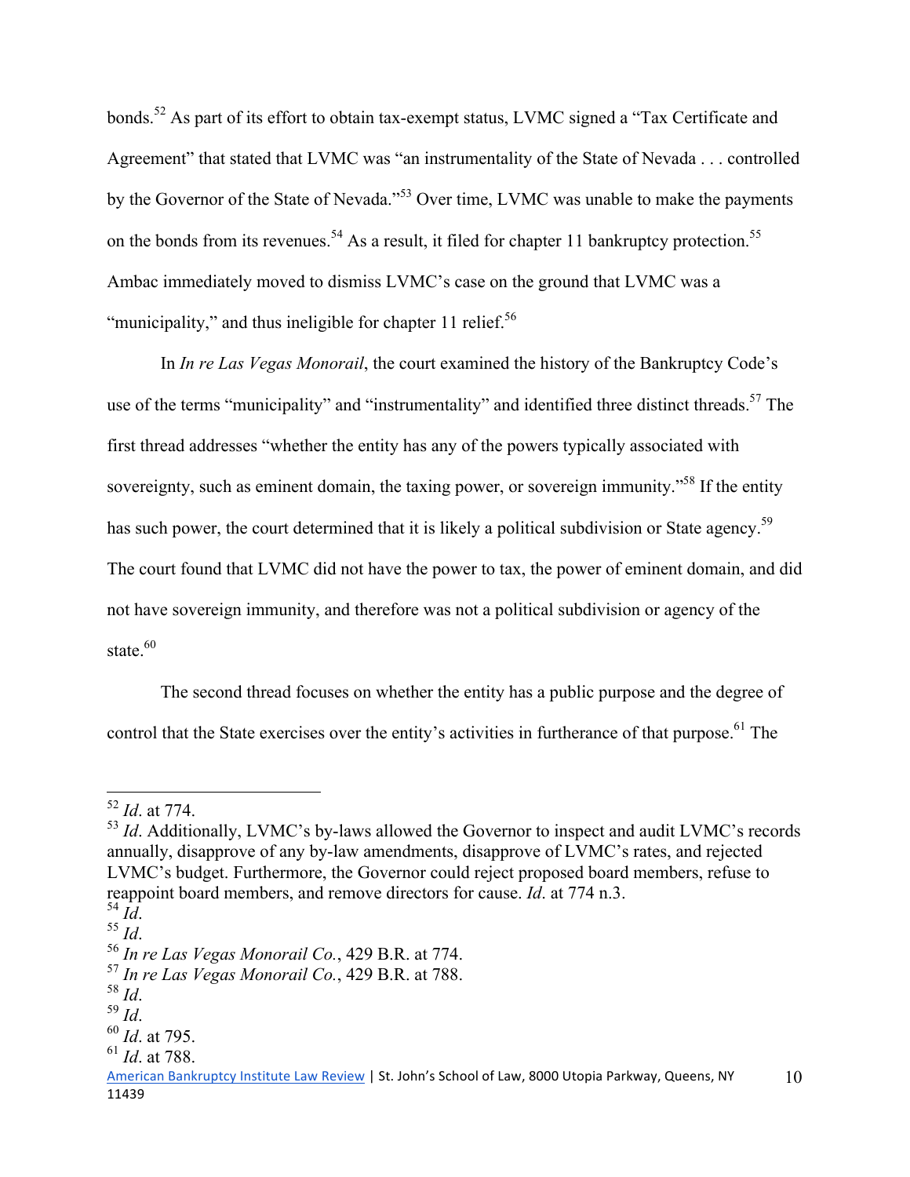bonds.[52] As part of its effort to obtain tax-exempt status, LVMC signed a "Tax Certificate and Agreement" that stated that LVMC was "an instrumentality of the State of Nevada . . . controlled by the Governor of the State of Nevada."[53] Over time, LVMC was unable to make the payments on the bonds from its revenues.[54] As a result, it filed for chapter 11 bankruptcy protection.[55] Ambac immediately moved to dismiss LVMC's case on the ground that LVMC was a "municipality," and thus ineligible for chapter 11 relief.[56]

In *In re Las Vegas Monorail*, the court examined the history of the Bankruptcy Code's use of the terms "municipality" and "instrumentality" and identified three distinct threads.[57] The first thread addresses "whether the entity has any of the powers typically associated with sovereignty, such as eminent domain, the taxing power, or sovereign immunity."[58] If the entity has such power, the court determined that it is likely a political subdivision or State agency.[59] The court found that LVMC did not have the power to tax, the power of eminent domain, and did not have sovereign immunity, and therefore was not a political subdivision or agency of the state.[60]

The second thread focuses on whether the entity has a public purpose and the degree of control that the State exercises over the entity's activities in furtherance of that purpose.[61] The

---

[52] *Id*. at 774.

[53] *Id*. Additionally, LVMC's by-laws allowed the Governor to inspect and audit LVMC's records annually, disapprove of any by-law amendments, disapprove of LVMC's rates, and rejected LVMC's budget. Furthermore, the Governor could reject proposed board members, refuse to reappoint board members, and remove directors for cause. *Id*. at 774 n.3.

[54] *Id*.

[55] *Id*.

[56] *In re Las Vegas Monorail Co.*, 429 B.R. at 774.

[57] *In re Las Vegas Monorail Co.*, 429 B.R. at 788.

[58] *Id*.

[59] *Id*.

[60] *Id*. at 795.

[61] *Id*. at 788.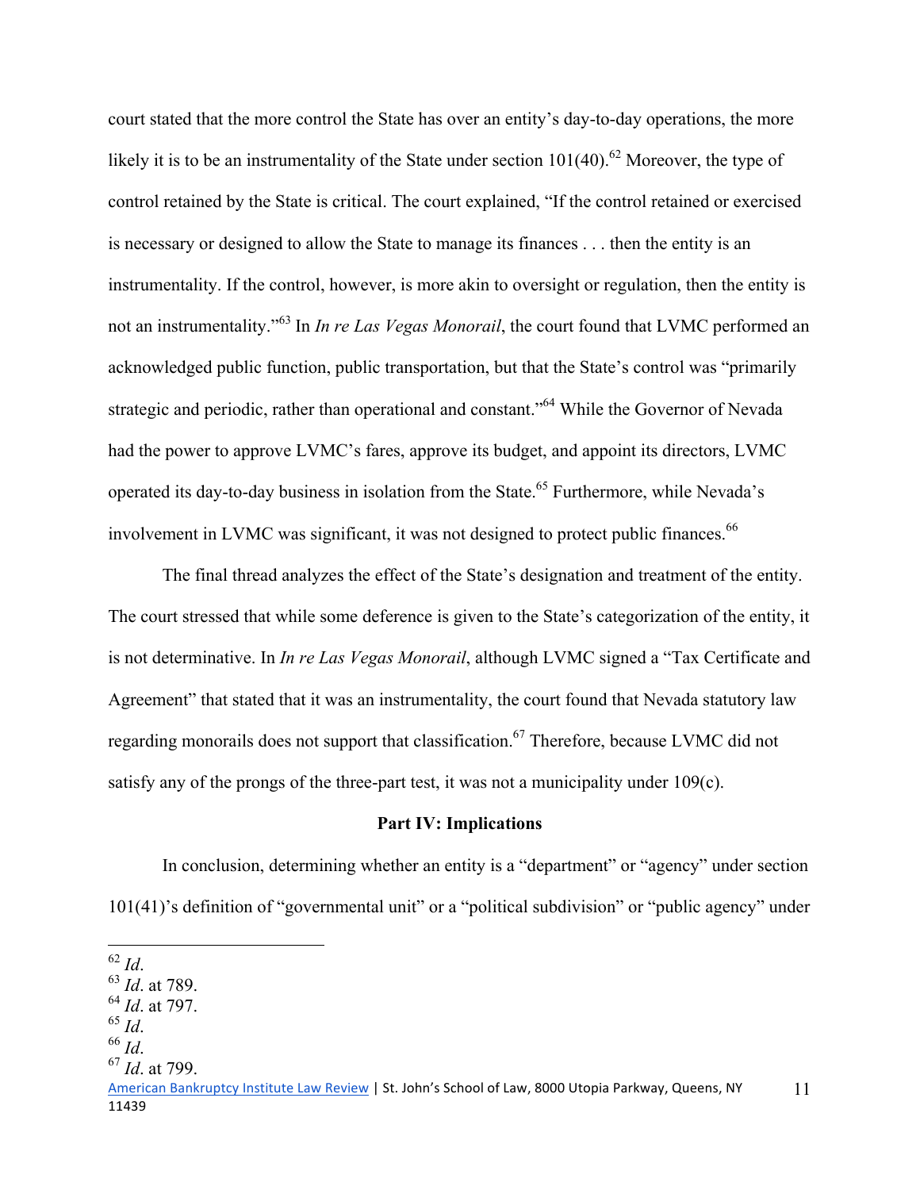court stated that the more control the State has over an entity's day-to-day operations, the more likely it is to be an instrumentality of the State under section 101(40).[62] Moreover, the type of control retained by the State is critical. The court explained, "If the control retained or exercised is necessary or designed to allow the State to manage its finances . . . then the entity is an instrumentality. If the control, however, is more akin to oversight or regulation, then the entity is not an instrumentality."[63] In *In re Las Vegas Monorail*, the court found that LVMC performed an acknowledged public function, public transportation, but that the State's control was "primarily strategic and periodic, rather than operational and constant."[64] While the Governor of Nevada had the power to approve LVMC's fares, approve its budget, and appoint its directors, LVMC operated its day-to-day business in isolation from the State.[65] Furthermore, while Nevada's involvement in LVMC was significant, it was not designed to protect public finances.[66]

The final thread analyzes the effect of the State's designation and treatment of the entity. The court stressed that while some deference is given to the State's categorization of the entity, it is not determinative. In *In re Las Vegas Monorail*, although LVMC signed a "Tax Certificate and Agreement" that stated that it was an instrumentality, the court found that Nevada statutory law regarding monorails does not support that classification.[67] Therefore, because LVMC did not satisfy any of the prongs of the three-part test, it was not a municipality under 109(c).

**Part IV: Implications**

In conclusion, determining whether an entity is a "department" or "agency" under section 101(41)'s definition of "governmental unit" or a "political subdivision" or "public agency" under

---

[62] *Id*.
[63] *Id*. at 789.
[64] *Id*. at 797.
[65] *Id*.
[66] *Id*.
[67] *Id*. at 799.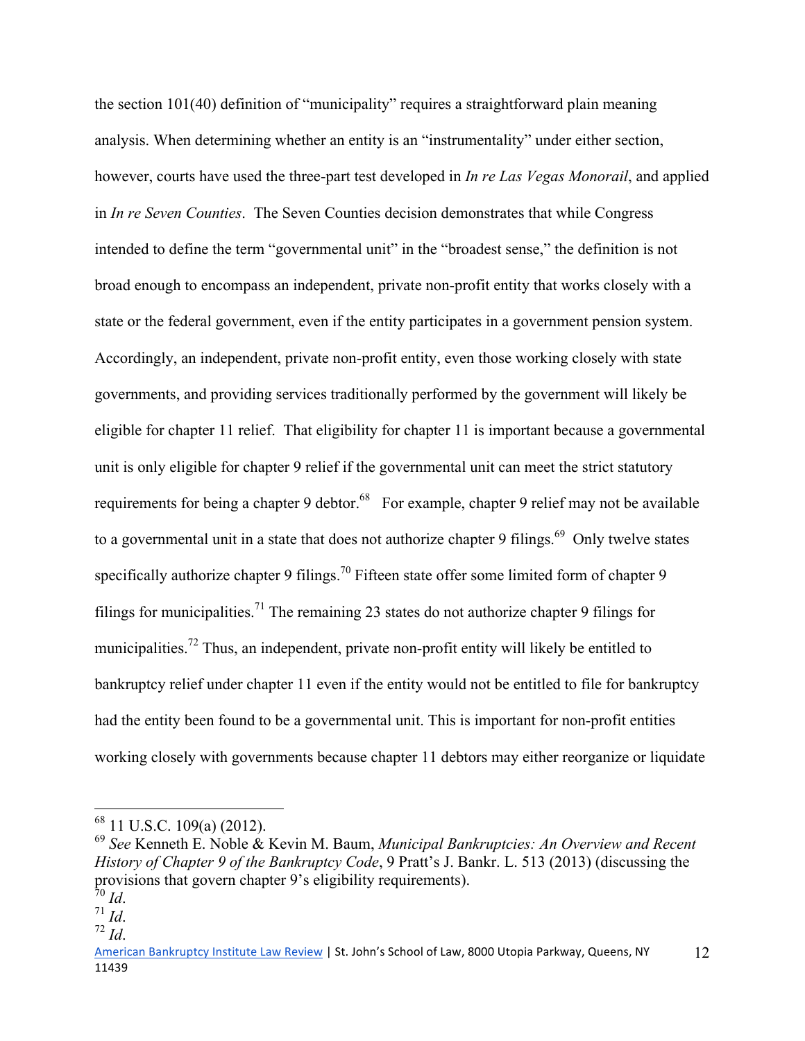the section 101(40) definition of "municipality" requires a straightforward plain meaning analysis. When determining whether an entity is an "instrumentality" under either section, however, courts have used the three-part test developed in *In re Las Vegas Monorail*, and applied in *In re Seven Counties*. The Seven Counties decision demonstrates that while Congress intended to define the term "governmental unit" in the "broadest sense," the definition is not broad enough to encompass an independent, private non-profit entity that works closely with a state or the federal government, even if the entity participates in a government pension system. Accordingly, an independent, private non-profit entity, even those working closely with state governments, and providing services traditionally performed by the government will likely be eligible for chapter 11 relief. That eligibility for chapter 11 is important because a governmental unit is only eligible for chapter 9 relief if the governmental unit can meet the strict statutory requirements for being a chapter 9 debtor.[68] For example, chapter 9 relief may not be available to a governmental unit in a state that does not authorize chapter 9 filings.[69] Only twelve states specifically authorize chapter 9 filings.[70] Fifteen state offer some limited form of chapter 9 filings for municipalities.[71] The remaining 23 states do not authorize chapter 9 filings for municipalities.[72] Thus, an independent, private non-profit entity will likely be entitled to bankruptcy relief under chapter 11 even if the entity would not be entitled to file for bankruptcy had the entity been found to be a governmental unit. This is important for non-profit entities working closely with governments because chapter 11 debtors may either reorganize or liquidate

---

[68] 11 U.S.C. 109(a) (2012).

[69] *See* Kenneth E. Noble & Kevin M. Baum, *Municipal Bankruptcies: An Overview and Recent History of Chapter 9 of the Bankruptcy Code*, 9 Pratt's J. Bankr. L. 513 (2013) (discussing the provisions that govern chapter 9's eligibility requirements).

[70] *Id*.

[71] *Id*.

[72] *Id*.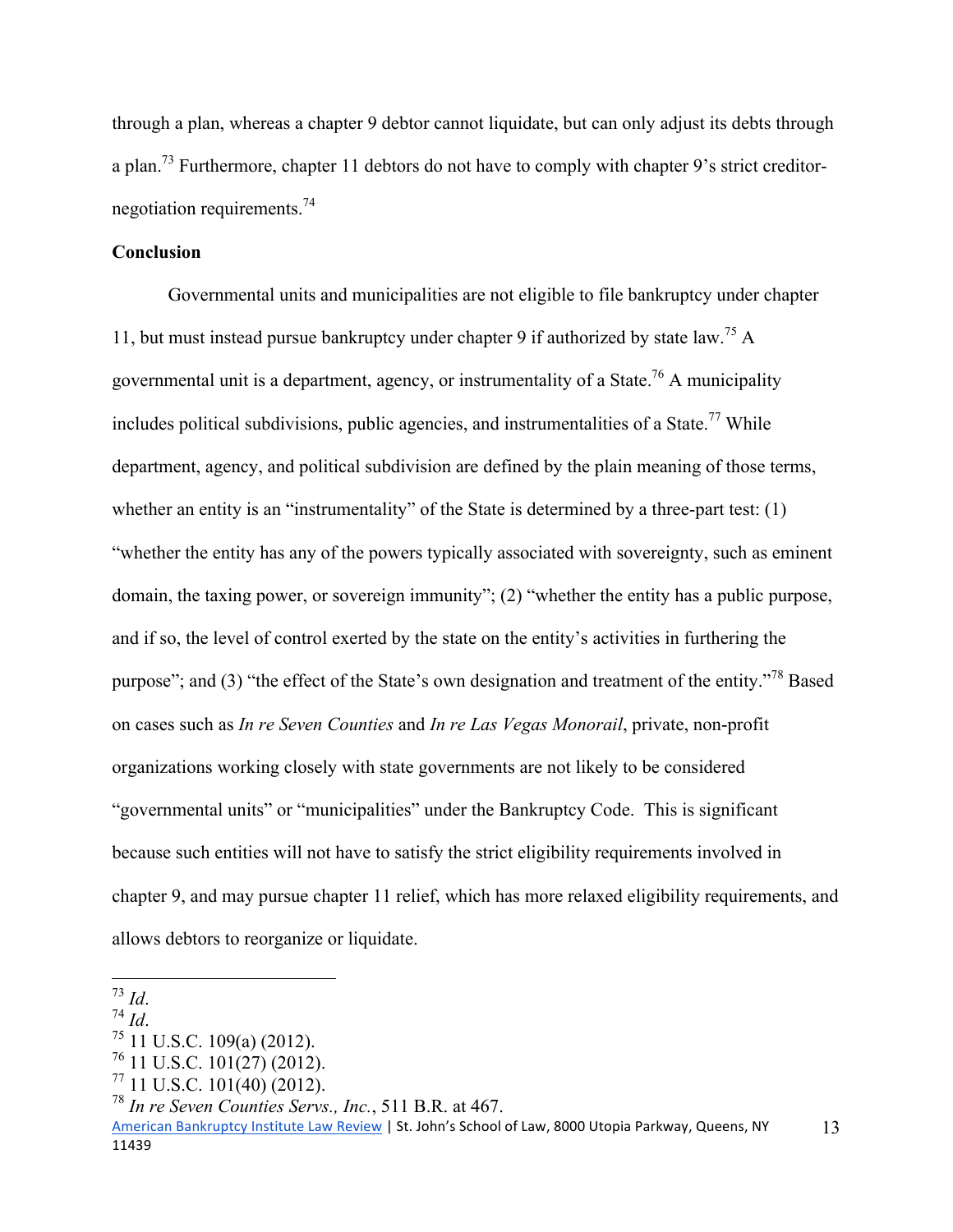through a plan, whereas a chapter 9 debtor cannot liquidate, but can only adjust its debts through a plan.[73] Furthermore, chapter 11 debtors do not have to comply with chapter 9's strict creditor-negotiation requirements.[74]

**Conclusion**

Governmental units and municipalities are not eligible to file bankruptcy under chapter 11, but must instead pursue bankruptcy under chapter 9 if authorized by state law.[75] A governmental unit is a department, agency, or instrumentality of a State.[76] A municipality includes political subdivisions, public agencies, and instrumentalities of a State.[77] While department, agency, and political subdivision are defined by the plain meaning of those terms, whether an entity is an "instrumentality" of the State is determined by a three-part test: (1) "whether the entity has any of the powers typically associated with sovereignty, such as eminent domain, the taxing power, or sovereign immunity"; (2) "whether the entity has a public purpose, and if so, the level of control exerted by the state on the entity's activities in furthering the purpose"; and (3) "the effect of the State's own designation and treatment of the entity."[78] Based on cases such as *In re Seven Counties* and *In re Las Vegas Monorail*, private, non-profit organizations working closely with state governments are not likely to be considered "governmental units" or "municipalities" under the Bankruptcy Code. This is significant because such entities will not have to satisfy the strict eligibility requirements involved in chapter 9, and may pursue chapter 11 relief, which has more relaxed eligibility requirements, and allows debtors to reorganize or liquidate.

---

[73] *Id*.

[74] *Id*.

[75] 11 U.S.C. 109(a) (2012).

[76] 11 U.S.C. 101(27) (2012).

[77] 11 U.S.C. 101(40) (2012).

[78] *In re Seven Counties Servs., Inc.*, 511 B.R. at 467.